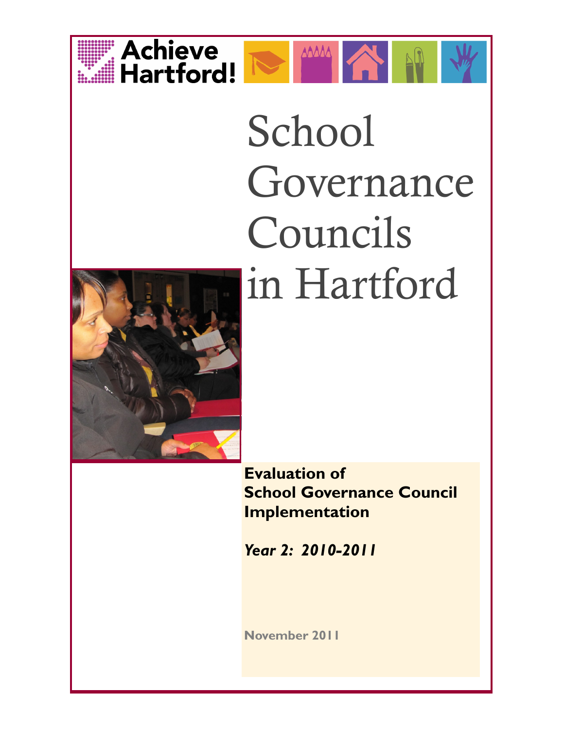Achieve Hartford!

# School Governance Councils in Hartford

**Evaluation of School Governance Council Implementation**

***Year 2: 2010-2011***

**November 2011**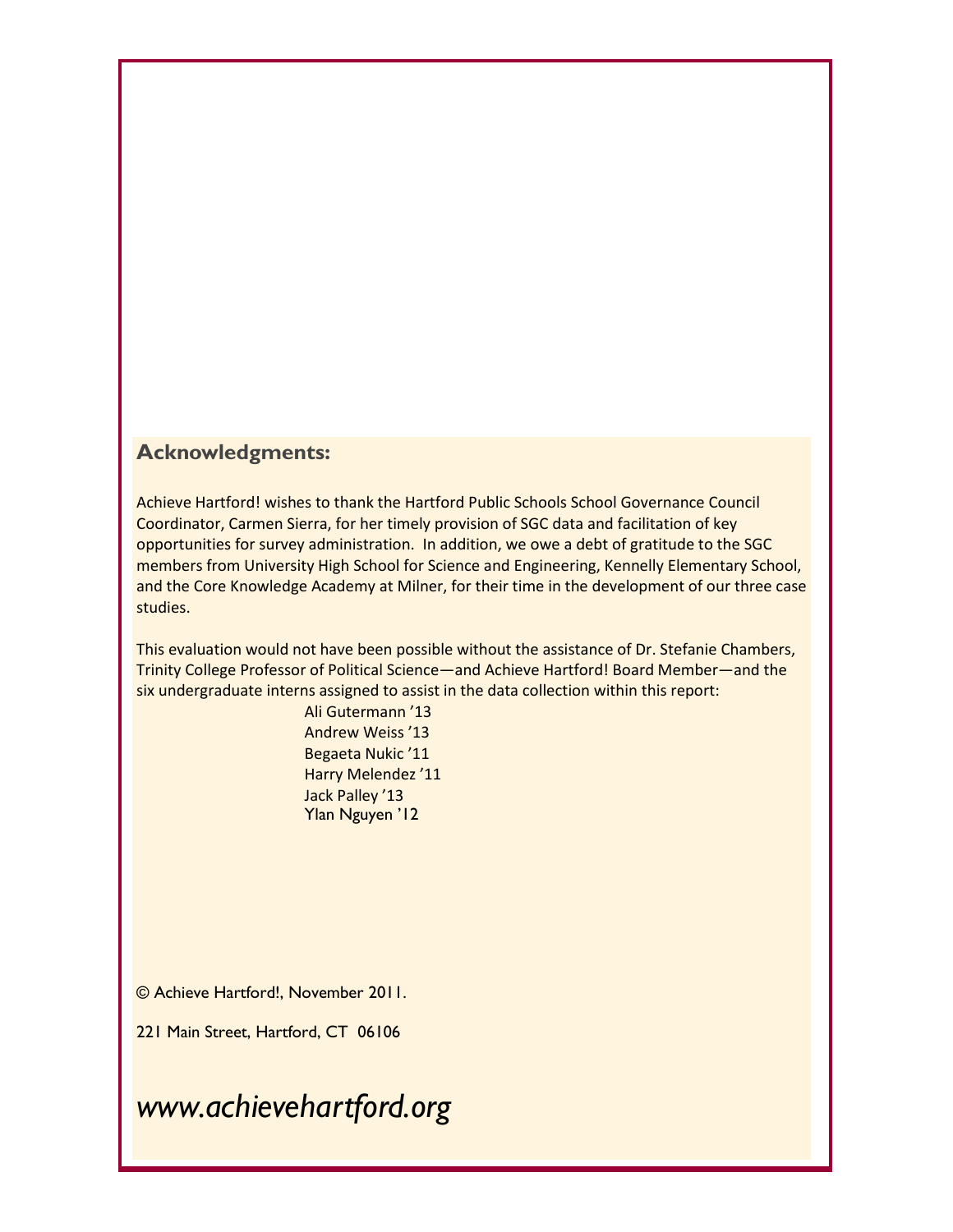## Acknowledgments:

Achieve Hartford! wishes to thank the Hartford Public Schools School Governance Council Coordinator, Carmen Sierra, for her timely provision of SGC data and facilitation of key opportunities for survey administration. In addition, we owe a debt of gratitude to the SGC members from University High School for Science and Engineering, Kennelly Elementary School, and the Core Knowledge Academy at Milner, for their time in the development of our three case studies.

This evaluation would not have been possible without the assistance of Dr. Stefanie Chambers, Trinity College Professor of Political Science—and Achieve Hartford! Board Member—and the six undergraduate interns assigned to assist in the data collection within this report:

Ali Gutermann '13
Andrew Weiss '13
Begaeta Nukic '11
Harry Melendez '11
Jack Palley '13
Ylan Nguyen '12

© Achieve Hartford!, November 2011.

221 Main Street, Hartford, CT 06106

*www.achievehartford.org*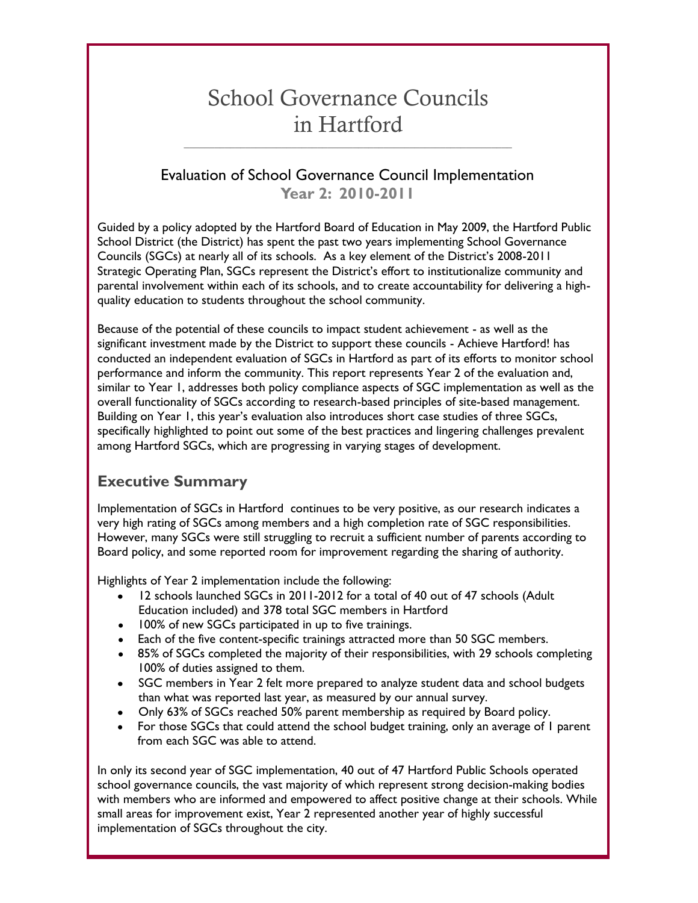# School Governance Councils in Hartford

## Evaluation of School Governance Council Implementation

**Year 2: 2010-2011**

Guided by a policy adopted by the Hartford Board of Education in May 2009, the Hartford Public School District (the District) has spent the past two years implementing School Governance Councils (SGCs) at nearly all of its schools. As a key element of the District's 2008-2011 Strategic Operating Plan, SGCs represent the District's effort to institutionalize community and parental involvement within each of its schools, and to create accountability for delivering a high-quality education to students throughout the school community.

Because of the potential of these councils to impact student achievement - as well as the significant investment made by the District to support these councils - Achieve Hartford! has conducted an independent evaluation of SGCs in Hartford as part of its efforts to monitor school performance and inform the community. This report represents Year 2 of the evaluation and, similar to Year 1, addresses both policy compliance aspects of SGC implementation as well as the overall functionality of SGCs according to research-based principles of site-based management. Building on Year 1, this year's evaluation also introduces short case studies of three SGCs, specifically highlighted to point out some of the best practices and lingering challenges prevalent among Hartford SGCs, which are progressing in varying stages of development.

## Executive Summary

Implementation of SGCs in Hartford continues to be very positive, as our research indicates a very high rating of SGCs among members and a high completion rate of SGC responsibilities. However, many SGCs were still struggling to recruit a sufficient number of parents according to Board policy, and some reported room for improvement regarding the sharing of authority.

Highlights of Year 2 implementation include the following:

- 12 schools launched SGCs in 2011-2012 for a total of 40 out of 47 schools (Adult Education included) and 378 total SGC members in Hartford
- 100% of new SGCs participated in up to five trainings.
- Each of the five content-specific trainings attracted more than 50 SGC members.
- 85% of SGCs completed the majority of their responsibilities, with 29 schools completing 100% of duties assigned to them.
- SGC members in Year 2 felt more prepared to analyze student data and school budgets than what was reported last year, as measured by our annual survey.
- Only 63% of SGCs reached 50% parent membership as required by Board policy.
- For those SGCs that could attend the school budget training, only an average of 1 parent from each SGC was able to attend.

In only its second year of SGC implementation, 40 out of 47 Hartford Public Schools operated school governance councils, the vast majority of which represent strong decision-making bodies with members who are informed and empowered to affect positive change at their schools. While small areas for improvement exist, Year 2 represented another year of highly successful implementation of SGCs throughout the city.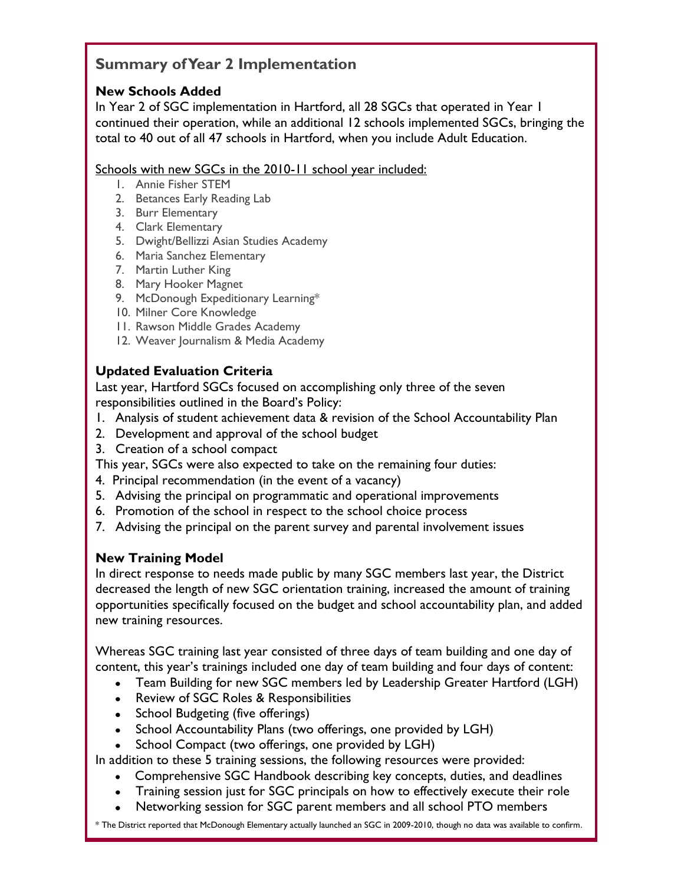## Summary of Year 2 Implementation

### New Schools Added

In Year 2 of SGC implementation in Hartford, all 28 SGCs that operated in Year 1 continued their operation, while an additional 12 schools implemented SGCs, bringing the total to 40 out of all 47 schools in Hartford, when you include Adult Education.

Schools with new SGCs in the 2010-11 school year included:

1. Annie Fisher STEM
2. Betances Early Reading Lab
3. Burr Elementary
4. Clark Elementary
5. Dwight/Bellizzi Asian Studies Academy
6. Maria Sanchez Elementary
7. Martin Luther King
8. Mary Hooker Magnet
9. McDonough Expeditionary Learning*
10. Milner Core Knowledge
11. Rawson Middle Grades Academy
12. Weaver Journalism & Media Academy

### Updated Evaluation Criteria

Last year, Hartford SGCs focused on accomplishing only three of the seven responsibilities outlined in the Board's Policy:

1. Analysis of student achievement data & revision of the School Accountability Plan
2. Development and approval of the school budget
3. Creation of a school compact

This year, SGCs were also expected to take on the remaining four duties:

4. Principal recommendation (in the event of a vacancy)
5. Advising the principal on programmatic and operational improvements
6. Promotion of the school in respect to the school choice process
7. Advising the principal on the parent survey and parental involvement issues

### New Training Model

In direct response to needs made public by many SGC members last year, the District decreased the length of new SGC orientation training, increased the amount of training opportunities specifically focused on the budget and school accountability plan, and added new training resources.

Whereas SGC training last year consisted of three days of team building and one day of content, this year's trainings included one day of team building and four days of content:

- Team Building for new SGC members led by Leadership Greater Hartford (LGH)
- Review of SGC Roles & Responsibilities
- School Budgeting (five offerings)
- School Accountability Plans (two offerings, one provided by LGH)
- School Compact (two offerings, one provided by LGH)

In addition to these 5 training sessions, the following resources were provided:

- Comprehensive SGC Handbook describing key concepts, duties, and deadlines
- Training session just for SGC principals on how to effectively execute their role
- Networking session for SGC parent members and all school PTO members

* The District reported that McDonough Elementary actually launched an SGC in 2009-2010, though no data was available to confirm.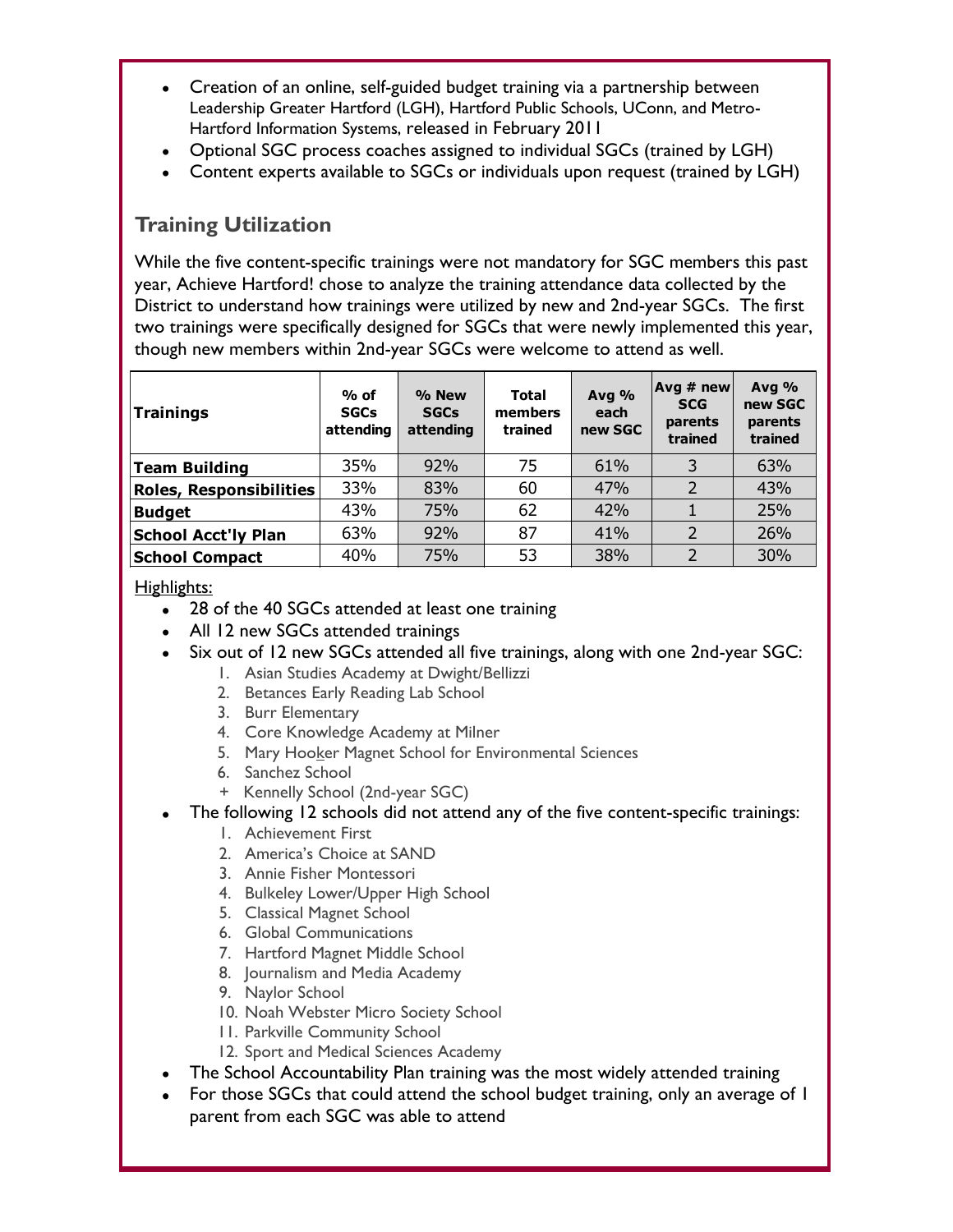- Creation of an online, self-guided budget training via a partnership between Leadership Greater Hartford (LGH), Hartford Public Schools, UConn, and Metro-Hartford Information Systems, released in February 2011
- Optional SGC process coaches assigned to individual SGCs (trained by LGH)
- Content experts available to SGCs or individuals upon request (trained by LGH)

## Training Utilization

While the five content-specific trainings were not mandatory for SGC members this past year, Achieve Hartford! chose to analyze the training attendance data collected by the District to understand how trainings were utilized by new and 2nd-year SGCs. The first two trainings were specifically designed for SGCs that were newly implemented this year, though new members within 2nd-year SGCs were welcome to attend as well.

| Trainings | % of SGCs attending | % New SGCs attending | Total members trained | Avg % each new SGC | Avg # new SCG parents trained | Avg % new SGC parents trained |
|---|---|---|---|---|---|---|
| **Team Building** | 35% | 92% | 75 | 61% | 3 | 63% |
| **Roles, Responsibilities** | 33% | 83% | 60 | 47% | 2 | 43% |
| **Budget** | 43% | 75% | 62 | 42% | 1 | 25% |
| **School Acct'ly Plan** | 63% | 92% | 87 | 41% | 2 | 26% |
| **School Compact** | 40% | 75% | 53 | 38% | 2 | 30% |

Highlights:

- 28 of the 40 SGCs attended at least one training
- All 12 new SGCs attended trainings
- Six out of 12 new SGCs attended all five trainings, along with one 2nd-year SGC:
  1. Asian Studies Academy at Dwight/Bellizzi
  2. Betances Early Reading Lab School
  3. Burr Elementary
  4. Core Knowledge Academy at Milner
  5. Mary Hooker Magnet School for Environmental Sciences
  6. Sanchez School
  
  \+ Kennelly School (2nd-year SGC)
- The following 12 schools did not attend any of the five content-specific trainings:
  1. Achievement First
  2. America's Choice at SAND
  3. Annie Fisher Montessori
  4. Bulkeley Lower/Upper High School
  5. Classical Magnet School
  6. Global Communications
  7. Hartford Magnet Middle School
  8. Journalism and Media Academy
  9. Naylor School
  10. Noah Webster Micro Society School
  11. Parkville Community School
  12. Sport and Medical Sciences Academy
- The School Accountability Plan training was the most widely attended training
- For those SGCs that could attend the school budget training, only an average of 1 parent from each SGC was able to attend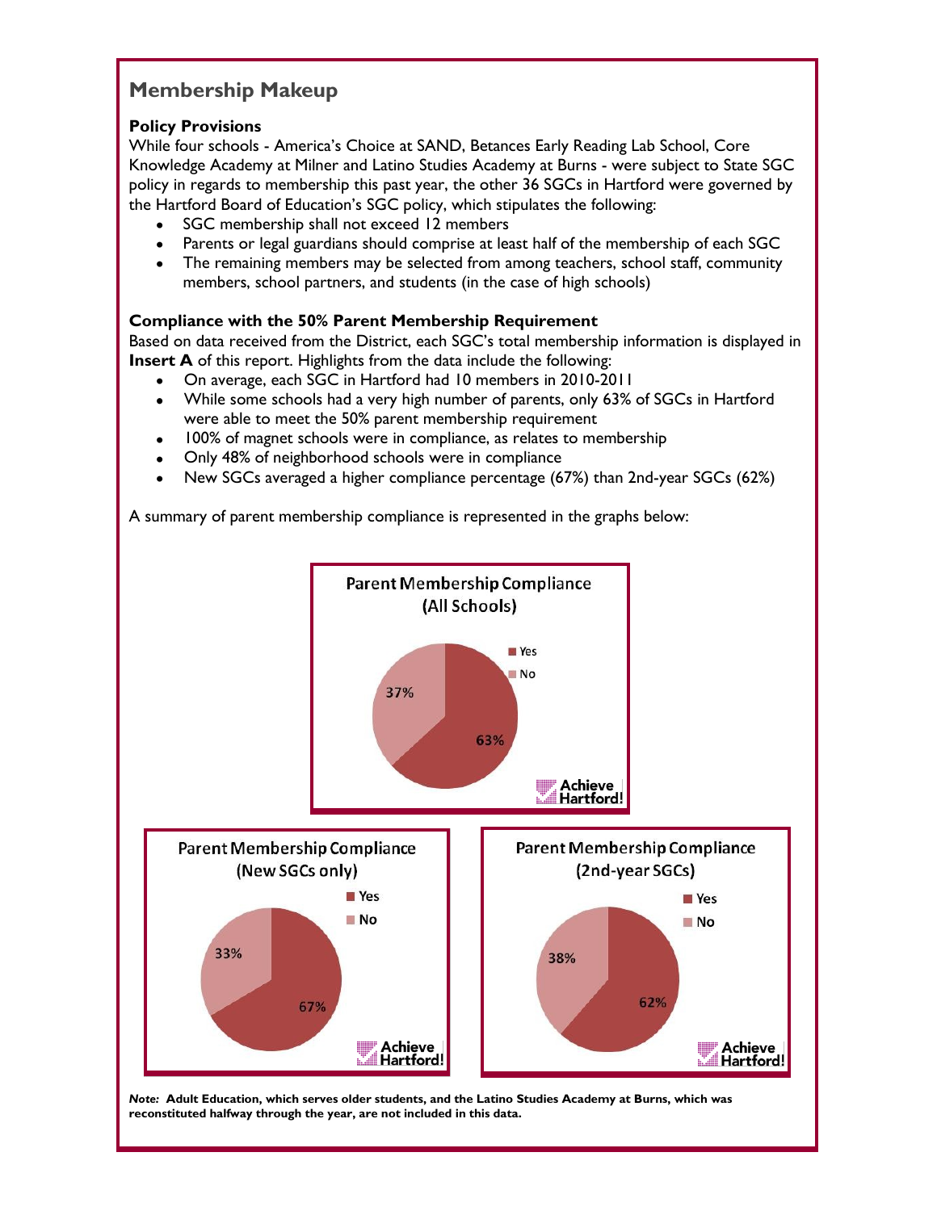## Membership Makeup

**Policy Provisions**

While four schools - America's Choice at SAND, Betances Early Reading Lab School, Core Knowledge Academy at Milner and Latino Studies Academy at Burns - were subject to State SGC policy in regards to membership this past year, the other 36 SGCs in Hartford were governed by the Hartford Board of Education's SGC policy, which stipulates the following:

- SGC membership shall not exceed 12 members
- Parents or legal guardians should comprise at least half of the membership of each SGC
- The remaining members may be selected from among teachers, school staff, community members, school partners, and students (in the case of high schools)

**Compliance with the 50% Parent Membership Requirement**

Based on data received from the District, each SGC's total membership information is displayed in **Insert A** of this report. Highlights from the data include the following:

- On average, each SGC in Hartford had 10 members in 2010-2011
- While some schools had a very high number of parents, only 63% of SGCs in Hartford were able to meet the 50% parent membership requirement
- 100% of magnet schools were in compliance, as relates to membership
- Only 48% of neighborhood schools were in compliance
- New SGCs averaged a higher compliance percentage (67%) than 2nd-year SGCs (62%)

A summary of parent membership compliance is represented in the graphs below:

**Parent Membership Compliance (All Schools)**

| | Percent |
|---|---|
| Yes | 63% |
| No | 37% |

**Parent Membership Compliance (New SGCs only)**

| | Percent |
|---|---|
| Yes | 67% |
| No | 33% |

**Parent Membership Compliance (2nd-year SGCs)**

| | Percent |
|---|---|
| Yes | 62% |
| No | 38% |

***Note:*** **Adult Education, which serves older students, and the Latino Studies Academy at Burns, which was reconstituted halfway through the year, are not included in this data.**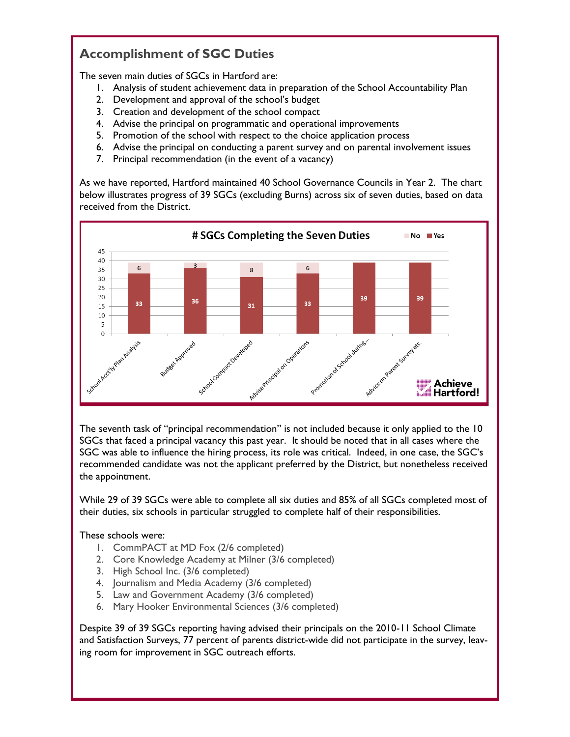## Accomplishment of SGC Duties

The seven main duties of SGCs in Hartford are:

1. Analysis of student achievement data in preparation of the School Accountability Plan
2. Development and approval of the school's budget
3. Creation and development of the school compact
4. Advise the principal on programmatic and operational improvements
5. Promotion of the school with respect to the choice application process
6. Advise the principal on conducting a parent survey and on parental involvement issues
7. Principal recommendation (in the event of a vacancy)

As we have reported, Hartford maintained 40 School Governance Councils in Year 2. The chart below illustrates progress of 39 SGCs (excluding Burns) across six of seven duties, based on data received from the District.

**# SGCs Completing the Seven Duties**

| Duty | Yes | No |
|---|---|---|
| School Acct'ly Plan Analysis | 33 | 6 |
| Budget Approved | 36 | 3 |
| School Compact Developed | 31 | 8 |
| Advise Principal on Operations | 33 | 6 |
| Promotion of School during... | 39 | |
| Advice on Parent Survey etc. | 39 | |

The seventh task of "principal recommendation" is not included because it only applied to the 10 SGCs that faced a principal vacancy this past year. It should be noted that in all cases where the SGC was able to influence the hiring process, its role was critical. Indeed, in one case, the SGC's recommended candidate was not the applicant preferred by the District, but nonetheless received the appointment.

While 29 of 39 SGCs were able to complete all six duties and 85% of all SGCs completed most of their duties, six schools in particular struggled to complete half of their responsibilities.

These schools were:

1. CommPACT at MD Fox (2/6 completed)
2. Core Knowledge Academy at Milner (3/6 completed)
3. High School Inc. (3/6 completed)
4. Journalism and Media Academy (3/6 completed)
5. Law and Government Academy (3/6 completed)
6. Mary Hooker Environmental Sciences (3/6 completed)

Despite 39 of 39 SGCs reporting having advised their principals on the 2010-11 School Climate and Satisfaction Surveys, 77 percent of parents district-wide did not participate in the survey, leaving room for improvement in SGC outreach efforts.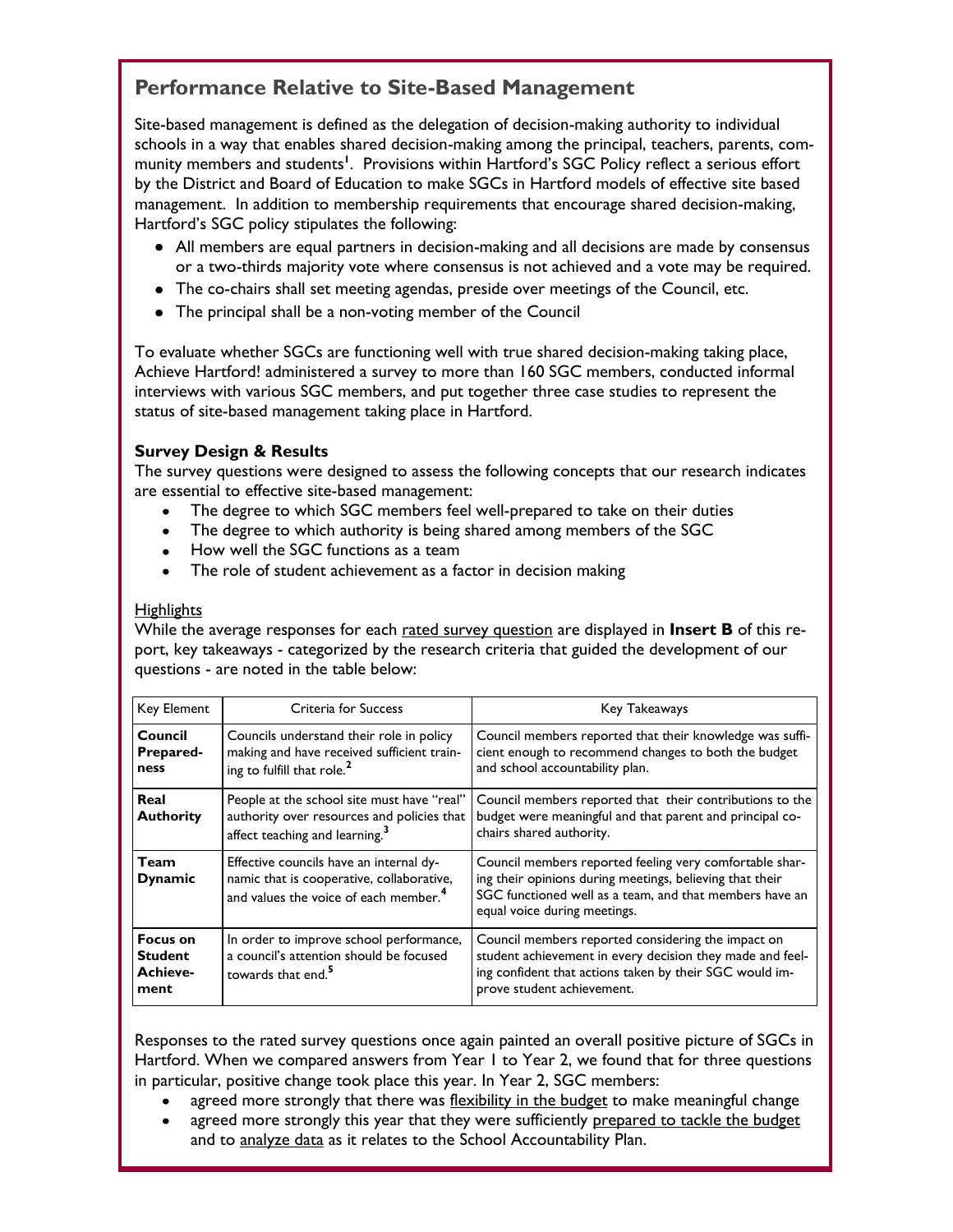## Performance Relative to Site-Based Management

Site-based management is defined as the delegation of decision-making authority to individual schools in a way that enables shared decision-making among the principal, teachers, parents, community members and students[1]. Provisions within Hartford's SGC Policy reflect a serious effort by the District and Board of Education to make SGCs in Hartford models of effective site based management. In addition to membership requirements that encourage shared decision-making, Hartford's SGC policy stipulates the following:

- All members are equal partners in decision-making and all decisions are made by consensus or a two-thirds majority vote where consensus is not achieved and a vote may be required.
- The co-chairs shall set meeting agendas, preside over meetings of the Council, etc.
- The principal shall be a non-voting member of the Council

To evaluate whether SGCs are functioning well with true shared decision-making taking place, Achieve Hartford! administered a survey to more than 160 SGC members, conducted informal interviews with various SGC members, and put together three case studies to represent the status of site-based management taking place in Hartford.

**Survey Design & Results**

The survey questions were designed to assess the following concepts that our research indicates are essential to effective site-based management:

- The degree to which SGC members feel well-prepared to take on their duties
- The degree to which authority is being shared among members of the SGC
- How well the SGC functions as a team
- The role of student achievement as a factor in decision making

Highlights

While the average responses for each rated survey question are displayed in **Insert B** of this report, key takeaways - categorized by the research criteria that guided the development of our questions - are noted in the table below:

| Key Element | Criteria for Success | Key Takeaways |
|---|---|---|
| **Council Preparedness** | Councils understand their role in policy making and have received sufficient training to fulfill that role.[2] | Council members reported that their knowledge was sufficient enough to recommend changes to both the budget and school accountability plan. |
| **Real Authority** | People at the school site must have "real" authority over resources and policies that affect teaching and learning.[3] | Council members reported that their contributions to the budget were meaningful and that parent and principal co-chairs shared authority. |
| **Team Dynamic** | Effective councils have an internal dynamic that is cooperative, collaborative, and values the voice of each member.[4] | Council members reported feeling very comfortable sharing their opinions during meetings, believing that their SGC functioned well as a team, and that members have an equal voice during meetings. |
| **Focus on Student Achievement** | In order to improve school performance, a council's attention should be focused towards that end.[5] | Council members reported considering the impact on student achievement in every decision they made and feeling confident that actions taken by their SGC would improve student achievement. |

Responses to the rated survey questions once again painted an overall positive picture of SGCs in Hartford. When we compared answers from Year 1 to Year 2, we found that for three questions in particular, positive change took place this year. In Year 2, SGC members:

- agreed more strongly that there was flexibility in the budget to make meaningful change
- agreed more strongly this year that they were sufficiently prepared to tackle the budget and to analyze data as it relates to the School Accountability Plan.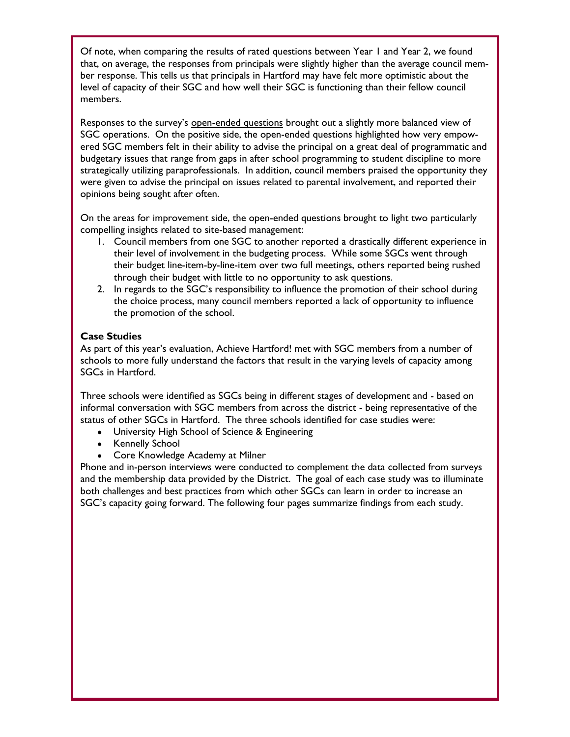Of note, when comparing the results of rated questions between Year 1 and Year 2, we found that, on average, the responses from principals were slightly higher than the average council member response. This tells us that principals in Hartford may have felt more optimistic about the level of capacity of their SGC and how well their SGC is functioning than their fellow council members.

Responses to the survey's open-ended questions brought out a slightly more balanced view of SGC operations. On the positive side, the open-ended questions highlighted how very empowered SGC members felt in their ability to advise the principal on a great deal of programmatic and budgetary issues that range from gaps in after school programming to student discipline to more strategically utilizing paraprofessionals. In addition, council members praised the opportunity they were given to advise the principal on issues related to parental involvement, and reported their opinions being sought after often.

On the areas for improvement side, the open-ended questions brought to light two particularly compelling insights related to site-based management:

1. Council members from one SGC to another reported a drastically different experience in their level of involvement in the budgeting process. While some SGCs went through their budget line-item-by-line-item over two full meetings, others reported being rushed through their budget with little to no opportunity to ask questions.
2. In regards to the SGC's responsibility to influence the promotion of their school during the choice process, many council members reported a lack of opportunity to influence the promotion of the school.

**Case Studies**

As part of this year's evaluation, Achieve Hartford! met with SGC members from a number of schools to more fully understand the factors that result in the varying levels of capacity among SGCs in Hartford.

Three schools were identified as SGCs being in different stages of development and - based on informal conversation with SGC members from across the district - being representative of the status of other SGCs in Hartford. The three schools identified for case studies were:

- University High School of Science & Engineering
- Kennelly School
- Core Knowledge Academy at Milner

Phone and in-person interviews were conducted to complement the data collected from surveys and the membership data provided by the District. The goal of each case study was to illuminate both challenges and best practices from which other SGCs can learn in order to increase an SGC's capacity going forward. The following four pages summarize findings from each study.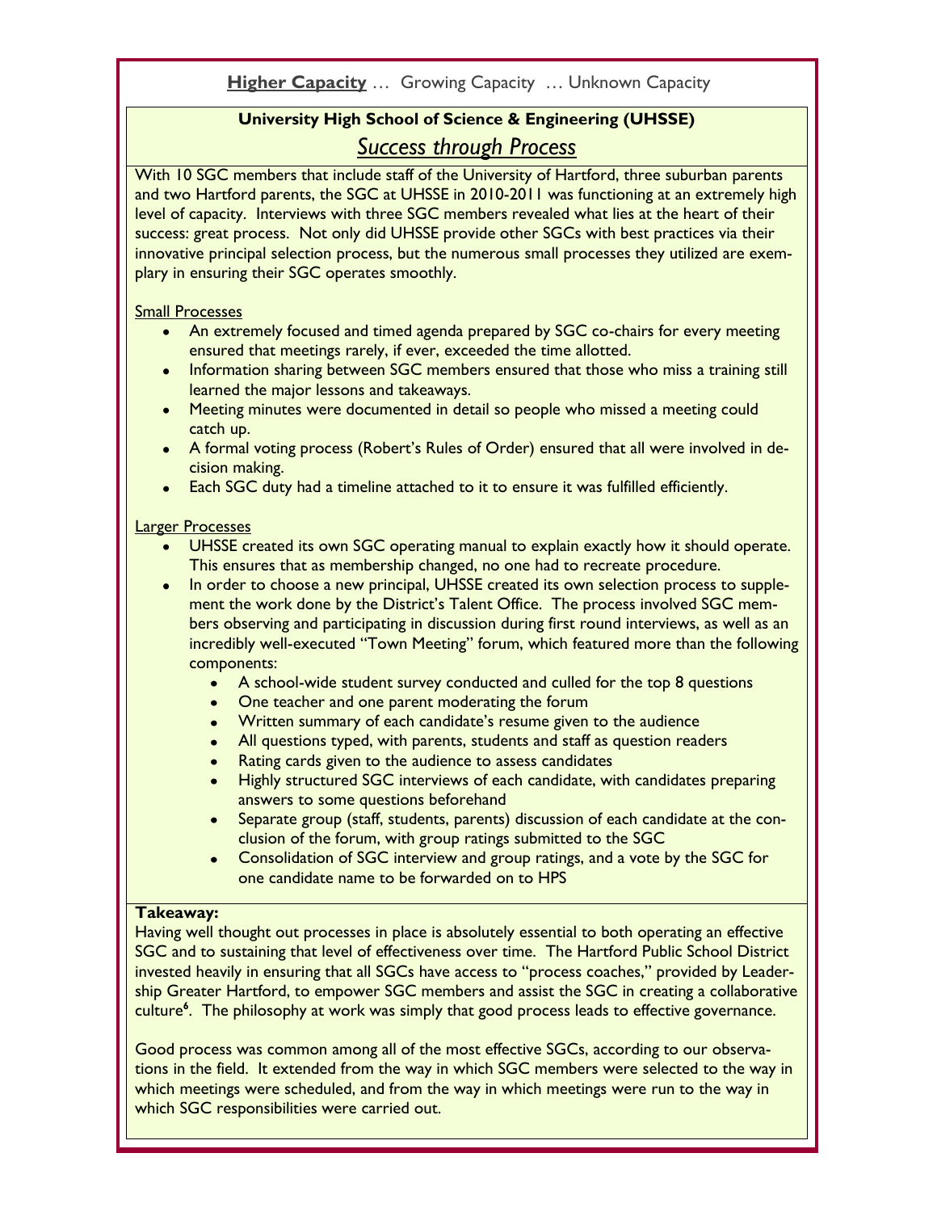**Higher Capacity** … Growing Capacity … Unknown Capacity

## University High School of Science & Engineering (UHSSE)

### *Success through Process*

With 10 SGC members that include staff of the University of Hartford, three suburban parents and two Hartford parents, the SGC at UHSSE in 2010-2011 was functioning at an extremely high level of capacity. Interviews with three SGC members revealed what lies at the heart of their success: great process. Not only did UHSSE provide other SGCs with best practices via their innovative principal selection process, but the numerous small processes they utilized are exemplary in ensuring their SGC operates smoothly.

Small Processes

- An extremely focused and timed agenda prepared by SGC co-chairs for every meeting ensured that meetings rarely, if ever, exceeded the time allotted.
- Information sharing between SGC members ensured that those who miss a training still learned the major lessons and takeaways.
- Meeting minutes were documented in detail so people who missed a meeting could catch up.
- A formal voting process (Robert's Rules of Order) ensured that all were involved in decision making.
- Each SGC duty had a timeline attached to it to ensure it was fulfilled efficiently.

Larger Processes

- UHSSE created its own SGC operating manual to explain exactly how it should operate. This ensures that as membership changed, no one had to recreate procedure.
- In order to choose a new principal, UHSSE created its own selection process to supplement the work done by the District's Talent Office. The process involved SGC members observing and participating in discussion during first round interviews, as well as an incredibly well-executed "Town Meeting" forum, which featured more than the following components:
  - A school-wide student survey conducted and culled for the top 8 questions
  - One teacher and one parent moderating the forum
  - Written summary of each candidate's resume given to the audience
  - All questions typed, with parents, students and staff as question readers
  - Rating cards given to the audience to assess candidates
  - Highly structured SGC interviews of each candidate, with candidates preparing answers to some questions beforehand
  - Separate group (staff, students, parents) discussion of each candidate at the conclusion of the forum, with group ratings submitted to the SGC
  - Consolidation of SGC interview and group ratings, and a vote by the SGC for one candidate name to be forwarded on to HPS

**Takeaway:**

Having well thought out processes in place is absolutely essential to both operating an effective SGC and to sustaining that level of effectiveness over time. The Hartford Public School District invested heavily in ensuring that all SGCs have access to "process coaches," provided by Leadership Greater Hartford, to empower SGC members and assist the SGC in creating a collaborative culture[6]. The philosophy at work was simply that good process leads to effective governance.

Good process was common among all of the most effective SGCs, according to our observations in the field. It extended from the way in which SGC members were selected to the way in which meetings were scheduled, and from the way in which meetings were run to the way in which SGC responsibilities were carried out.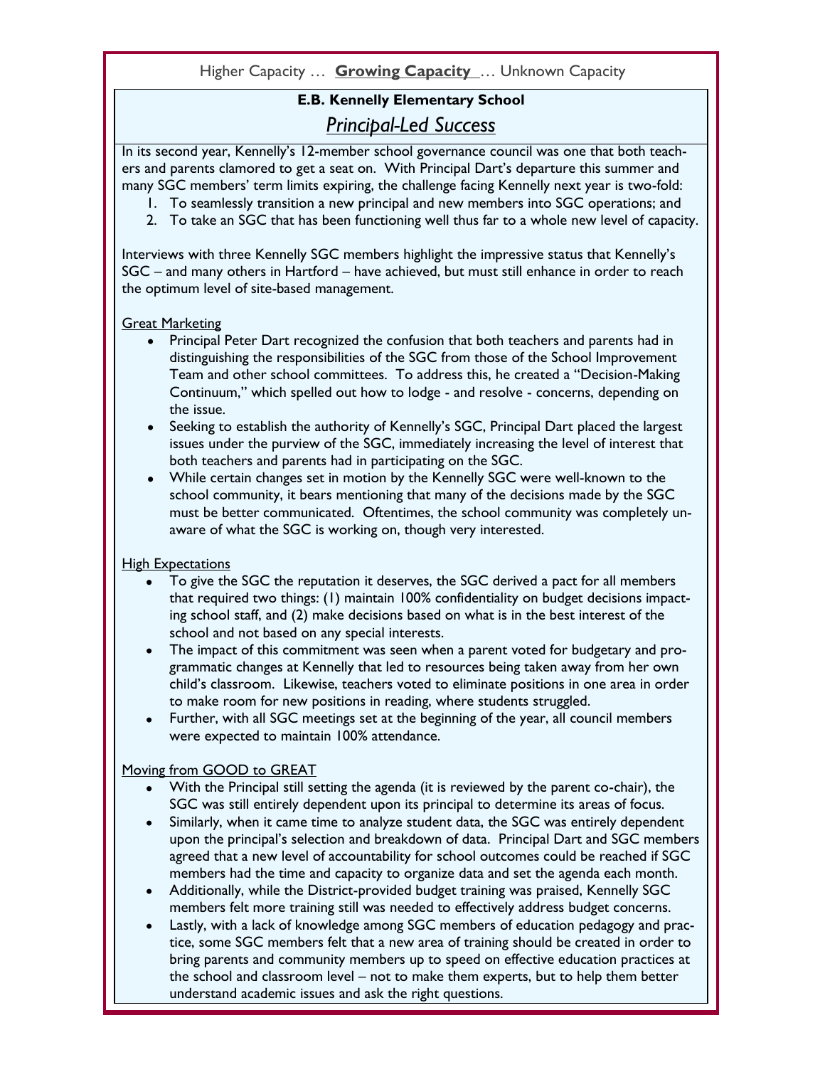Higher Capacity … **Growing Capacity** … Unknown Capacity

## E.B. Kennelly Elementary School

### *Principal-Led Success*

In its second year, Kennelly's 12-member school governance council was one that both teachers and parents clamored to get a seat on. With Principal Dart's departure this summer and many SGC members' term limits expiring, the challenge facing Kennelly next year is two-fold:

1. To seamlessly transition a new principal and new members into SGC operations; and
2. To take an SGC that has been functioning well thus far to a whole new level of capacity.

Interviews with three Kennelly SGC members highlight the impressive status that Kennelly's SGC – and many others in Hartford – have achieved, but must still enhance in order to reach the optimum level of site-based management.

Great Marketing

- Principal Peter Dart recognized the confusion that both teachers and parents had in distinguishing the responsibilities of the SGC from those of the School Improvement Team and other school committees. To address this, he created a "Decision-Making Continuum," which spelled out how to lodge - and resolve - concerns, depending on the issue.
- Seeking to establish the authority of Kennelly's SGC, Principal Dart placed the largest issues under the purview of the SGC, immediately increasing the level of interest that both teachers and parents had in participating on the SGC.
- While certain changes set in motion by the Kennelly SGC were well-known to the school community, it bears mentioning that many of the decisions made by the SGC must be better communicated. Oftentimes, the school community was completely unaware of what the SGC is working on, though very interested.

High Expectations

- To give the SGC the reputation it deserves, the SGC derived a pact for all members that required two things: (1) maintain 100% confidentiality on budget decisions impacting school staff, and (2) make decisions based on what is in the best interest of the school and not based on any special interests.
- The impact of this commitment was seen when a parent voted for budgetary and programmatic changes at Kennelly that led to resources being taken away from her own child's classroom. Likewise, teachers voted to eliminate positions in one area in order to make room for new positions in reading, where students struggled.
- Further, with all SGC meetings set at the beginning of the year, all council members were expected to maintain 100% attendance.

Moving from GOOD to GREAT

- With the Principal still setting the agenda (it is reviewed by the parent co-chair), the SGC was still entirely dependent upon its principal to determine its areas of focus.
- Similarly, when it came time to analyze student data, the SGC was entirely dependent upon the principal's selection and breakdown of data. Principal Dart and SGC members agreed that a new level of accountability for school outcomes could be reached if SGC members had the time and capacity to organize data and set the agenda each month.
- Additionally, while the District-provided budget training was praised, Kennelly SGC members felt more training still was needed to effectively address budget concerns.
- Lastly, with a lack of knowledge among SGC members of education pedagogy and practice, some SGC members felt that a new area of training should be created in order to bring parents and community members up to speed on effective education practices at the school and classroom level – not to make them experts, but to help them better understand academic issues and ask the right questions.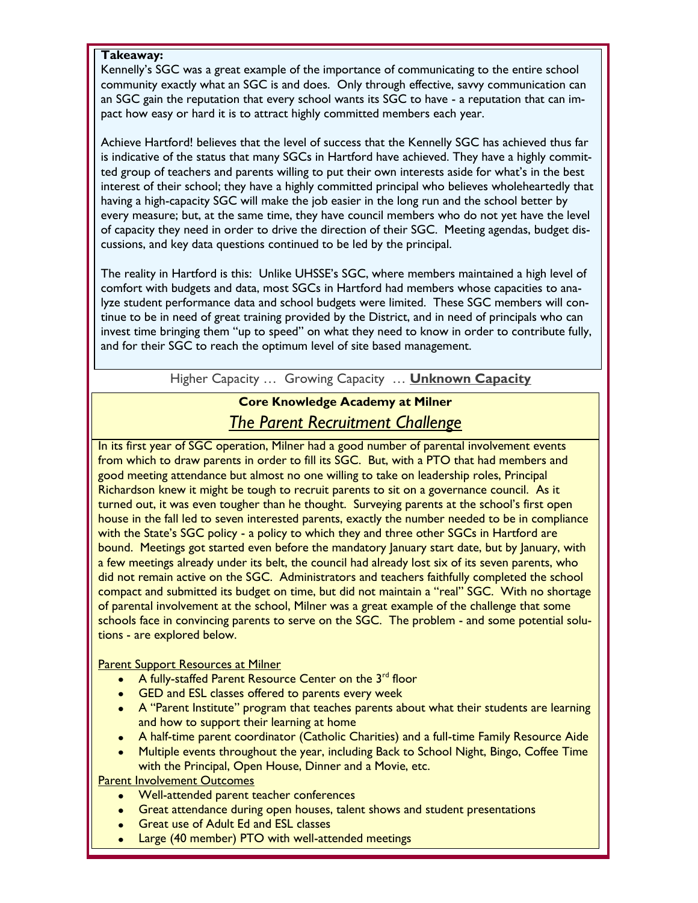**Takeaway:**

Kennelly's SGC was a great example of the importance of communicating to the entire school community exactly what an SGC is and does. Only through effective, savvy communication can an SGC gain the reputation that every school wants its SGC to have - a reputation that can impact how easy or hard it is to attract highly committed members each year.

Achieve Hartford! believes that the level of success that the Kennelly SGC has achieved thus far is indicative of the status that many SGCs in Hartford have achieved. They have a highly committed group of teachers and parents willing to put their own interests aside for what's in the best interest of their school; they have a highly committed principal who believes wholeheartedly that having a high-capacity SGC will make the job easier in the long run and the school better by every measure; but, at the same time, they have council members who do not yet have the level of capacity they need in order to drive the direction of their SGC. Meeting agendas, budget discussions, and key data questions continued to be led by the principal.

The reality in Hartford is this: Unlike UHSSE's SGC, where members maintained a high level of comfort with budgets and data, most SGCs in Hartford had members whose capacities to analyze student performance data and school budgets were limited. These SGC members will continue to be in need of great training provided by the District, and in need of principals who can invest time bringing them "up to speed" on what they need to know in order to contribute fully, and for their SGC to reach the optimum level of site based management.

Higher Capacity … Growing Capacity … **Unknown Capacity**

## Core Knowledge Academy at Milner

### *The Parent Recruitment Challenge*

In its first year of SGC operation, Milner had a good number of parental involvement events from which to draw parents in order to fill its SGC. But, with a PTO that had members and good meeting attendance but almost no one willing to take on leadership roles, Principal Richardson knew it might be tough to recruit parents to sit on a governance council. As it turned out, it was even tougher than he thought. Surveying parents at the school's first open house in the fall led to seven interested parents, exactly the number needed to be in compliance with the State's SGC policy - a policy to which they and three other SGCs in Hartford are bound. Meetings got started even before the mandatory January start date, but by January, with a few meetings already under its belt, the council had already lost six of its seven parents, who did not remain active on the SGC. Administrators and teachers faithfully completed the school compact and submitted its budget on time, but did not maintain a "real" SGC. With no shortage of parental involvement at the school, Milner was a great example of the challenge that some schools face in convincing parents to serve on the SGC. The problem - and some potential solutions - are explored below.

Parent Support Resources at Milner

- A fully-staffed Parent Resource Center on the 3rd floor
- GED and ESL classes offered to parents every week
- A "Parent Institute" program that teaches parents about what their students are learning and how to support their learning at home
- A half-time parent coordinator (Catholic Charities) and a full-time Family Resource Aide
- Multiple events throughout the year, including Back to School Night, Bingo, Coffee Time with the Principal, Open House, Dinner and a Movie, etc.

Parent Involvement Outcomes

- Well-attended parent teacher conferences
- Great attendance during open houses, talent shows and student presentations
- Great use of Adult Ed and ESL classes
- Large (40 member) PTO with well-attended meetings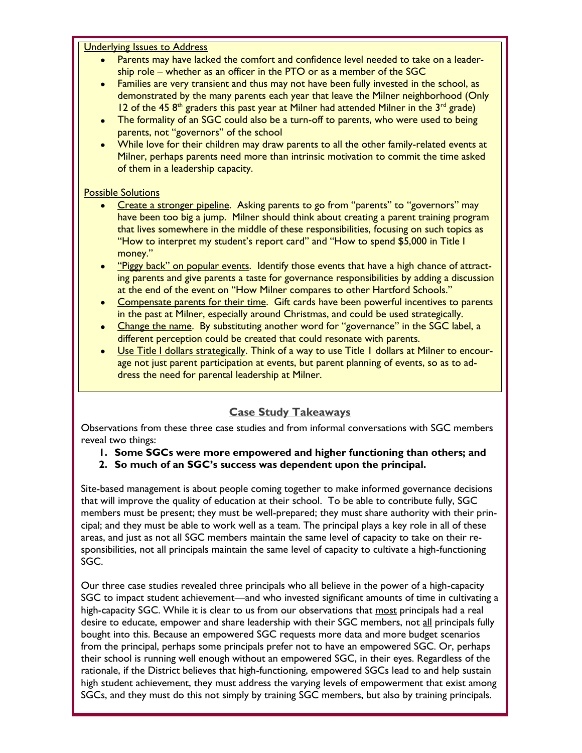Underlying Issues to Address

- Parents may have lacked the comfort and confidence level needed to take on a leadership role – whether as an officer in the PTO or as a member of the SGC
- Families are very transient and thus may not have been fully invested in the school, as demonstrated by the many parents each year that leave the Milner neighborhood (Only 12 of the 45 8th graders this past year at Milner had attended Milner in the 3rd grade)
- The formality of an SGC could also be a turn-off to parents, who were used to being parents, not "governors" of the school
- While love for their children may draw parents to all the other family-related events at Milner, perhaps parents need more than intrinsic motivation to commit the time asked of them in a leadership capacity.

Possible Solutions

- Create a stronger pipeline. Asking parents to go from "parents" to "governors" may have been too big a jump. Milner should think about creating a parent training program that lives somewhere in the middle of these responsibilities, focusing on such topics as "How to interpret my student's report card" and "How to spend $5,000 in Title I money."
- "Piggy back" on popular events. Identify those events that have a high chance of attracting parents and give parents a taste for governance responsibilities by adding a discussion at the end of the event on "How Milner compares to other Hartford Schools."
- Compensate parents for their time. Gift cards have been powerful incentives to parents in the past at Milner, especially around Christmas, and could be used strategically.
- Change the name. By substituting another word for "governance" in the SGC label, a different perception could be created that could resonate with parents.
- Use Title I dollars strategically. Think of a way to use Title 1 dollars at Milner to encourage not just parent participation at events, but parent planning of events, so as to address the need for parental leadership at Milner.

## Case Study Takeaways

Observations from these three case studies and from informal conversations with SGC members reveal two things:

1. **Some SGCs were more empowered and higher functioning than others; and**
2. **So much of an SGC's success was dependent upon the principal.**

Site-based management is about people coming together to make informed governance decisions that will improve the quality of education at their school. To be able to contribute fully, SGC members must be present; they must be well-prepared; they must share authority with their principal; and they must be able to work well as a team. The principal plays a key role in all of these areas, and just as not all SGC members maintain the same level of capacity to take on their responsibilities, not all principals maintain the same level of capacity to cultivate a high-functioning SGC.

Our three case studies revealed three principals who all believe in the power of a high-capacity SGC to impact student achievement—and who invested significant amounts of time in cultivating a high-capacity SGC. While it is clear to us from our observations that most principals had a real desire to educate, empower and share leadership with their SGC members, not all principals fully bought into this. Because an empowered SGC requests more data and more budget scenarios from the principal, perhaps some principals prefer not to have an empowered SGC. Or, perhaps their school is running well enough without an empowered SGC, in their eyes. Regardless of the rationale, if the District believes that high-functioning, empowered SGCs lead to and help sustain high student achievement, they must address the varying levels of empowerment that exist among SGCs, and they must do this not simply by training SGC members, but also by training principals.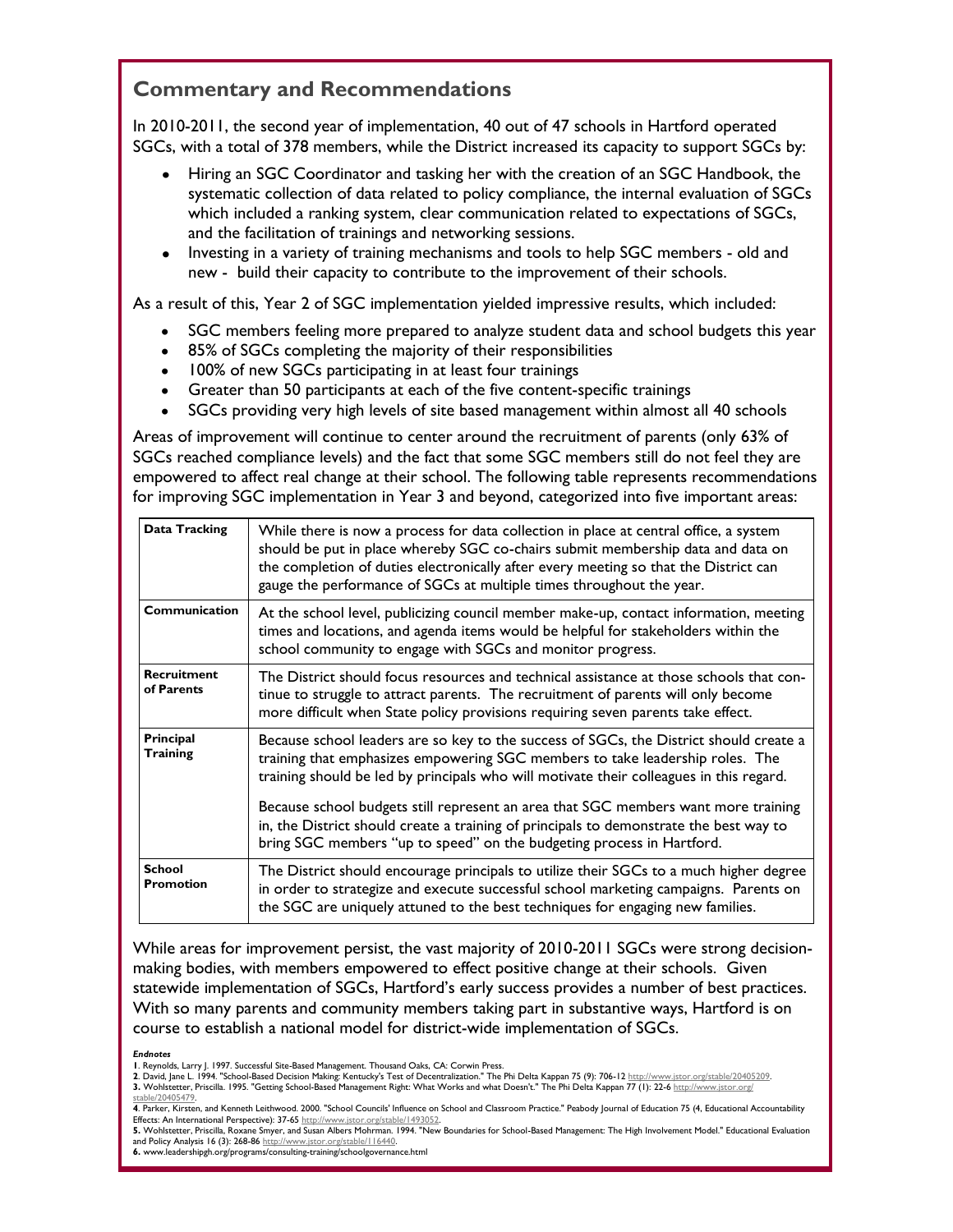## Commentary and Recommendations

In 2010-2011, the second year of implementation, 40 out of 47 schools in Hartford operated SGCs, with a total of 378 members, while the District increased its capacity to support SGCs by:

- Hiring an SGC Coordinator and tasking her with the creation of an SGC Handbook, the systematic collection of data related to policy compliance, the internal evaluation of SGCs which included a ranking system, clear communication related to expectations of SGCs, and the facilitation of trainings and networking sessions.
- Investing in a variety of training mechanisms and tools to help SGC members - old and new - build their capacity to contribute to the improvement of their schools.

As a result of this, Year 2 of SGC implementation yielded impressive results, which included:

- SGC members feeling more prepared to analyze student data and school budgets this year
- 85% of SGCs completing the majority of their responsibilities
- 100% of new SGCs participating in at least four trainings
- Greater than 50 participants at each of the five content-specific trainings
- SGCs providing very high levels of site based management within almost all 40 schools

Areas of improvement will continue to center around the recruitment of parents (only 63% of SGCs reached compliance levels) and the fact that some SGC members still do not feel they are empowered to affect real change at their school. The following table represents recommendations for improving SGC implementation in Year 3 and beyond, categorized into five important areas:

| | |
|---|---|
| **Data Tracking** | While there is now a process for data collection in place at central office, a system should be put in place whereby SGC co-chairs submit membership data and data on the completion of duties electronically after every meeting so that the District can gauge the performance of SGCs at multiple times throughout the year. |
| **Communication** | At the school level, publicizing council member make-up, contact information, meeting times and locations, and agenda items would be helpful for stakeholders within the school community to engage with SGCs and monitor progress. |
| **Recruitment of Parents** | The District should focus resources and technical assistance at those schools that continue to struggle to attract parents. The recruitment of parents will only become more difficult when State policy provisions requiring seven parents take effect. |
| **Principal Training** | Because school leaders are so key to the success of SGCs, the District should create a training that emphasizes empowering SGC members to take leadership roles. The training should be led by principals who will motivate their colleagues in this regard.<br><br>Because school budgets still represent an area that SGC members want more training in, the District should create a training of principals to demonstrate the best way to bring SGC members "up to speed" on the budgeting process in Hartford. |
| **School Promotion** | The District should encourage principals to utilize their SGCs to a much higher degree in order to strategize and execute successful school marketing campaigns. Parents on the SGC are uniquely attuned to the best techniques for engaging new families. |

While areas for improvement persist, the vast majority of 2010-2011 SGCs were strong decision-making bodies, with members empowered to effect positive change at their schools. Given statewide implementation of SGCs, Hartford's early success provides a number of best practices. With so many parents and community members taking part in substantive ways, Hartford is on course to establish a national model for district-wide implementation of SGCs.

***Endnotes***

**1**. Reynolds, Larry J. 1997. Successful Site-Based Management. Thousand Oaks, CA: Corwin Press.
**2**. David, Jane L. 1994. "School-Based Decision Making: Kentucky's Test of Decentralization." The Phi Delta Kappan 75 (9): 706-12 http://www.jstor.org/stable/20405209.
**3.** Wohlstetter, Priscilla. 1995. "Getting School-Based Management Right: What Works and what Doesn't." The Phi Delta Kappan 77 (1): 22-6 http://www.jstor.org/stable/20405479.
**4**. Parker, Kirsten, and Kenneth Leithwood. 2000. "School Councils' Influence on School and Classroom Practice." Peabody Journal of Education 75 (4, Educational Accountability Effects: An International Perspective): 37-65 http://www.jstor.org/stable/1493052.
**5.** Wohlstetter, Priscilla, Roxane Smyer, and Susan Albers Mohrman. 1994. "New Boundaries for School-Based Management: The High Involvement Model." Educational Evaluation and Policy Analysis 16 (3): 268-86 http://www.jstor.org/stable/116440.
**6.** www.leadershipgh.org/programs/consulting-training/schoolgovernance.html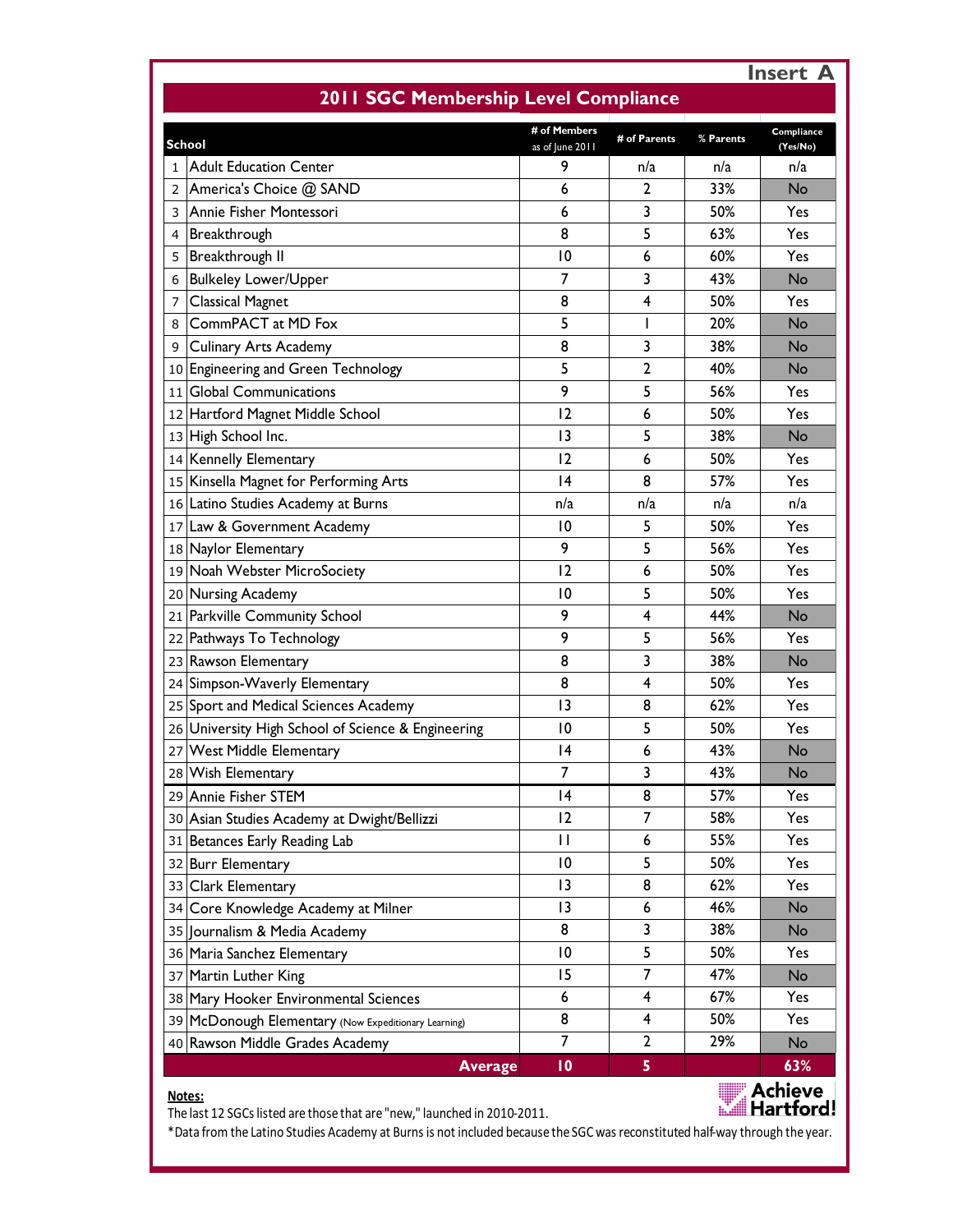**Insert A**

## 2011 SGC Membership Level Compliance

| | School | # of Members as of June 2011 | # of Parents | % Parents | Compliance (Yes/No) |
|---|---|---|---|---|---|
| 1 | Adult Education Center | 9 | n/a | n/a | n/a |
| 2 | America's Choice @ SAND | 6 | 2 | 33% | No |
| 3 | Annie Fisher Montessori | 6 | 3 | 50% | Yes |
| 4 | Breakthrough | 8 | 5 | 63% | Yes |
| 5 | Breakthrough II | 10 | 6 | 60% | Yes |
| 6 | Bulkeley Lower/Upper | 7 | 3 | 43% | No |
| 7 | Classical Magnet | 8 | 4 | 50% | Yes |
| 8 | CommPACT at MD Fox | 5 | 1 | 20% | No |
| 9 | Culinary Arts Academy | 8 | 3 | 38% | No |
| 10 | Engineering and Green Technology | 5 | 2 | 40% | No |
| 11 | Global Communications | 9 | 5 | 56% | Yes |
| 12 | Hartford Magnet Middle School | 12 | 6 | 50% | Yes |
| 13 | High School Inc. | 13 | 5 | 38% | No |
| 14 | Kennelly Elementary | 12 | 6 | 50% | Yes |
| 15 | Kinsella Magnet for Performing Arts | 14 | 8 | 57% | Yes |
| 16 | Latino Studies Academy at Burns | n/a | n/a | n/a | n/a |
| 17 | Law & Government Academy | 10 | 5 | 50% | Yes |
| 18 | Naylor Elementary | 9 | 5 | 56% | Yes |
| 19 | Noah Webster MicroSociety | 12 | 6 | 50% | Yes |
| 20 | Nursing Academy | 10 | 5 | 50% | Yes |
| 21 | Parkville Community School | 9 | 4 | 44% | No |
| 22 | Pathways To Technology | 9 | 5 | 56% | Yes |
| 23 | Rawson Elementary | 8 | 3 | 38% | No |
| 24 | Simpson-Waverly Elementary | 8 | 4 | 50% | Yes |
| 25 | Sport and Medical Sciences Academy | 13 | 8 | 62% | Yes |
| 26 | University High School of Science & Engineering | 10 | 5 | 50% | Yes |
| 27 | West Middle Elementary | 14 | 6 | 43% | No |
| 28 | Wish Elementary | 7 | 3 | 43% | No |
| 29 | Annie Fisher STEM | 14 | 8 | 57% | Yes |
| 30 | Asian Studies Academy at Dwight/Bellizzi | 12 | 7 | 58% | Yes |
| 31 | Betances Early Reading Lab | 11 | 6 | 55% | Yes |
| 32 | Burr Elementary | 10 | 5 | 50% | Yes |
| 33 | Clark Elementary | 13 | 8 | 62% | Yes |
| 34 | Core Knowledge Academy at Milner | 13 | 6 | 46% | No |
| 35 | Journalism & Media Academy | 8 | 3 | 38% | No |
| 36 | Maria Sanchez Elementary | 10 | 5 | 50% | Yes |
| 37 | Martin Luther King | 15 | 7 | 47% | No |
| 38 | Mary Hooker Environmental Sciences | 6 | 4 | 67% | Yes |
| 39 | McDonough Elementary (Now Expeditionary Learning) | 8 | 4 | 50% | Yes |
| 40 | Rawson Middle Grades Academy | 7 | 2 | 29% | No |
| | **Average** | **10** | **5** | | **63%** |

**Notes:**

The last 12 SGCs listed are those that are "new," launched in 2010-2011.

*Data from the Latino Studies Academy at Burns is not included because the SGC was reconstituted half-way through the year.

Achieve Hartford!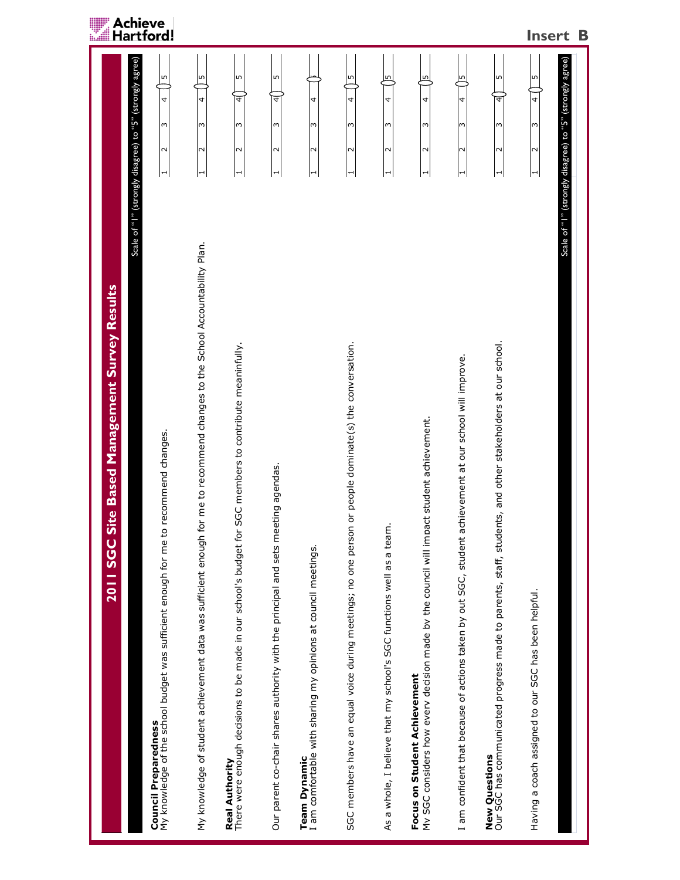Achieve Hartford!

Insert B

## 2011 SGC Site Based Management Survey Results

Scale of "1" (strongly disagree) to "5" (strongly agree)

**Council Preparedness**

My knowledge of the school budget was sufficient enough for me to recommend changes. — 1 2 3 4 5

My knowledge of student achievement data was sufficient enough for me to recommend changes to the School Accountability Plan. — 1 2 3 4 5

**Real Authority**

There were enough decisions to be made in our school's budget for SGC members to contribute meaninfully. — 1 2 3 4 5

Our parent co-chair shares authority with the principal and sets meeting agendas. — 1 2 3 4 5

**Team Dynamic**

I am comfortable with sharing my opinions at council meetings. — 1 2 3 4 5

SGC members have an equal voice during meetings; no one person or people dominate(s) the conversation. — 1 2 3 4 5

As a whole, I believe that my school's SGC functions well as a team. — 1 2 3 4 5

**Focus on Student Achievement**

My SGC considers how every decision made by the council will impact student achievement. — 1 2 3 4 5

I am confident that because of actions taken by out SGC, student achievement at our school will improve. — 1 2 3 4 5

**New Questions**

Our SGC has communicated progress made to parents, staff, students, and other stakeholders at our school. — 1 2 3 4 5

Having a coach assigned to our SGC has been helpful. — 1 2 3 4 5

Scale of "1" (strongly disagree) to "5" (strongly agree)